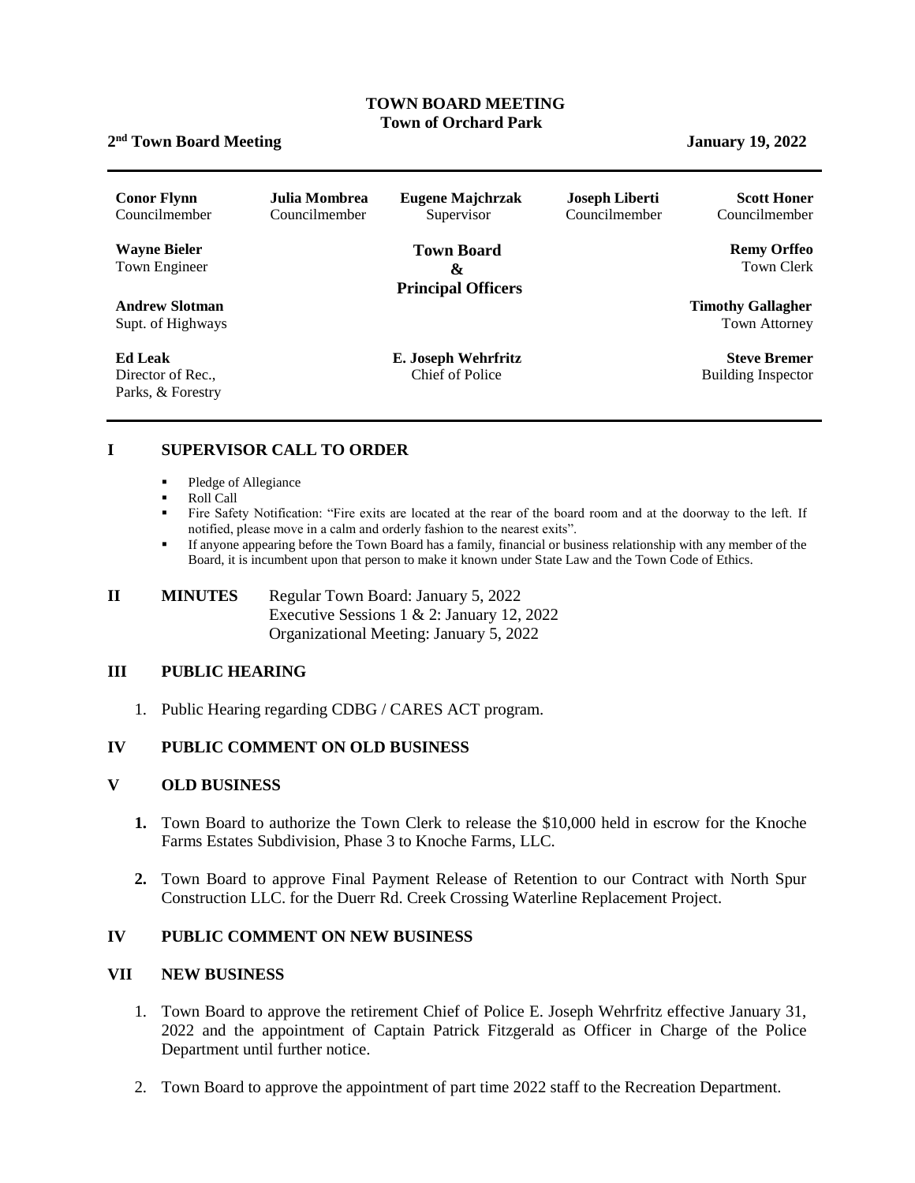# TOWN BOARD MEETING
## Town of Orchard Park

**2nd Town Board Meeting** **January 19, 2022**

| | | | | |
|---|---|---|---|---|
| **Conor Flynn** Councilmember | **Julia Mombrea** Councilmember | **Eugene Majchrzak** Supervisor | **Joseph Liberti** Councilmember | **Scott Honer** Councilmember |

**Town Board & Principal Officers**

| | | |
|---|---|---|
| **Wayne Bieler** Town Engineer | | **Remy Orffeo** Town Clerk |
| **Andrew Slotman** Supt. of Highways | | **Timothy Gallagher** Town Attorney |
| **Ed Leak** Director of Rec., Parks, & Forestry | **E. Joseph Wehrfritz** Chief of Police | **Steve Bremer** Building Inspector |

## I SUPERVISOR CALL TO ORDER

- Pledge of Allegiance
- Roll Call
- Fire Safety Notification: "Fire exits are located at the rear of the board room and at the doorway to the left. If notified, please move in a calm and orderly fashion to the nearest exits".
- If anyone appearing before the Town Board has a family, financial or business relationship with any member of the Board, it is incumbent upon that person to make it known under State Law and the Town Code of Ethics.

## II MINUTES

Regular Town Board: January 5, 2022
Executive Sessions 1 & 2: January 12, 2022
Organizational Meeting: January 5, 2022

## III PUBLIC HEARING

1. Public Hearing regarding CDBG / CARES ACT program.

## IV PUBLIC COMMENT ON OLD BUSINESS

## V OLD BUSINESS

1. Town Board to authorize the Town Clerk to release the $10,000 held in escrow for the Knoche Farms Estates Subdivision, Phase 3 to Knoche Farms, LLC.
2. Town Board to approve Final Payment Release of Retention to our Contract with North Spur Construction LLC. for the Duerr Rd. Creek Crossing Waterline Replacement Project.

## IV PUBLIC COMMENT ON NEW BUSINESS

## VII NEW BUSINESS

1. Town Board to approve the retirement Chief of Police E. Joseph Wehrfritz effective January 31, 2022 and the appointment of Captain Patrick Fitzgerald as Officer in Charge of the Police Department until further notice.
2. Town Board to approve the appointment of part time 2022 staff to the Recreation Department.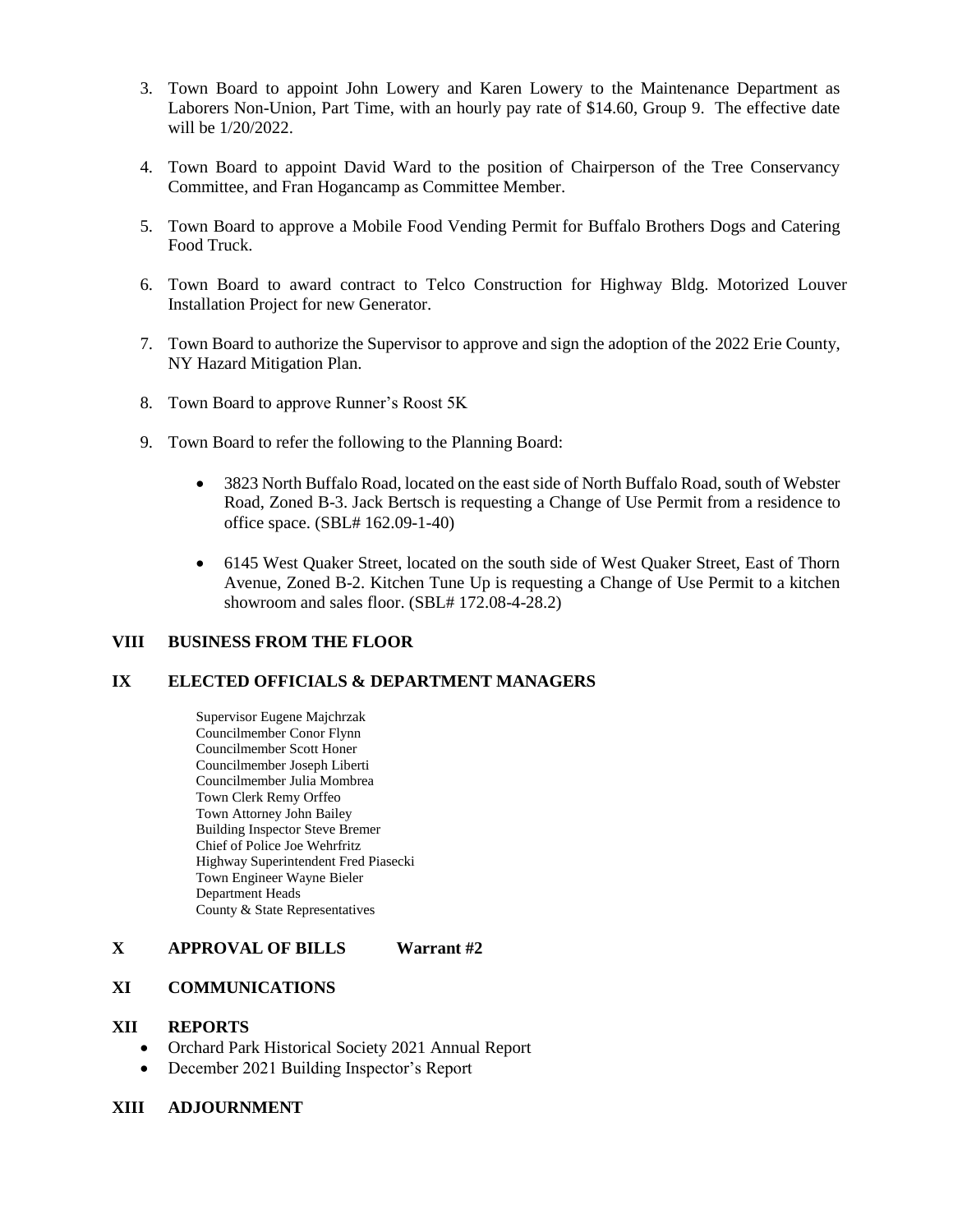3. Town Board to appoint John Lowery and Karen Lowery to the Maintenance Department as Laborers Non-Union, Part Time, with an hourly pay rate of $14.60, Group 9. The effective date will be 1/20/2022.

4. Town Board to appoint David Ward to the position of Chairperson of the Tree Conservancy Committee, and Fran Hogancamp as Committee Member.

5. Town Board to approve a Mobile Food Vending Permit for Buffalo Brothers Dogs and Catering Food Truck.

6. Town Board to award contract to Telco Construction for Highway Bldg. Motorized Louver Installation Project for new Generator.

7. Town Board to authorize the Supervisor to approve and sign the adoption of the 2022 Erie County, NY Hazard Mitigation Plan.

8. Town Board to approve Runner's Roost 5K

9. Town Board to refer the following to the Planning Board:

   - 3823 North Buffalo Road, located on the east side of North Buffalo Road, south of Webster Road, Zoned B-3. Jack Bertsch is requesting a Change of Use Permit from a residence to office space. (SBL# 162.09-1-40)

   - 6145 West Quaker Street, located on the south side of West Quaker Street, East of Thorn Avenue, Zoned B-2. Kitchen Tune Up is requesting a Change of Use Permit to a kitchen showroom and sales floor. (SBL# 172.08-4-28.2)

## VIII BUSINESS FROM THE FLOOR

## IX ELECTED OFFICIALS & DEPARTMENT MANAGERS

Supervisor Eugene Majchrzak
Councilmember Conor Flynn
Councilmember Scott Honer
Councilmember Joseph Liberti
Councilmember Julia Mombrea
Town Clerk Remy Orffeo
Town Attorney John Bailey
Building Inspector Steve Bremer
Chief of Police Joe Wehrfritz
Highway Superintendent Fred Piasecki
Town Engineer Wayne Bieler
Department Heads
County & State Representatives

## X APPROVAL OF BILLS **Warrant #2**

## XI COMMUNICATIONS

## XII REPORTS

- Orchard Park Historical Society 2021 Annual Report
- December 2021 Building Inspector's Report

## XIII ADJOURNMENT